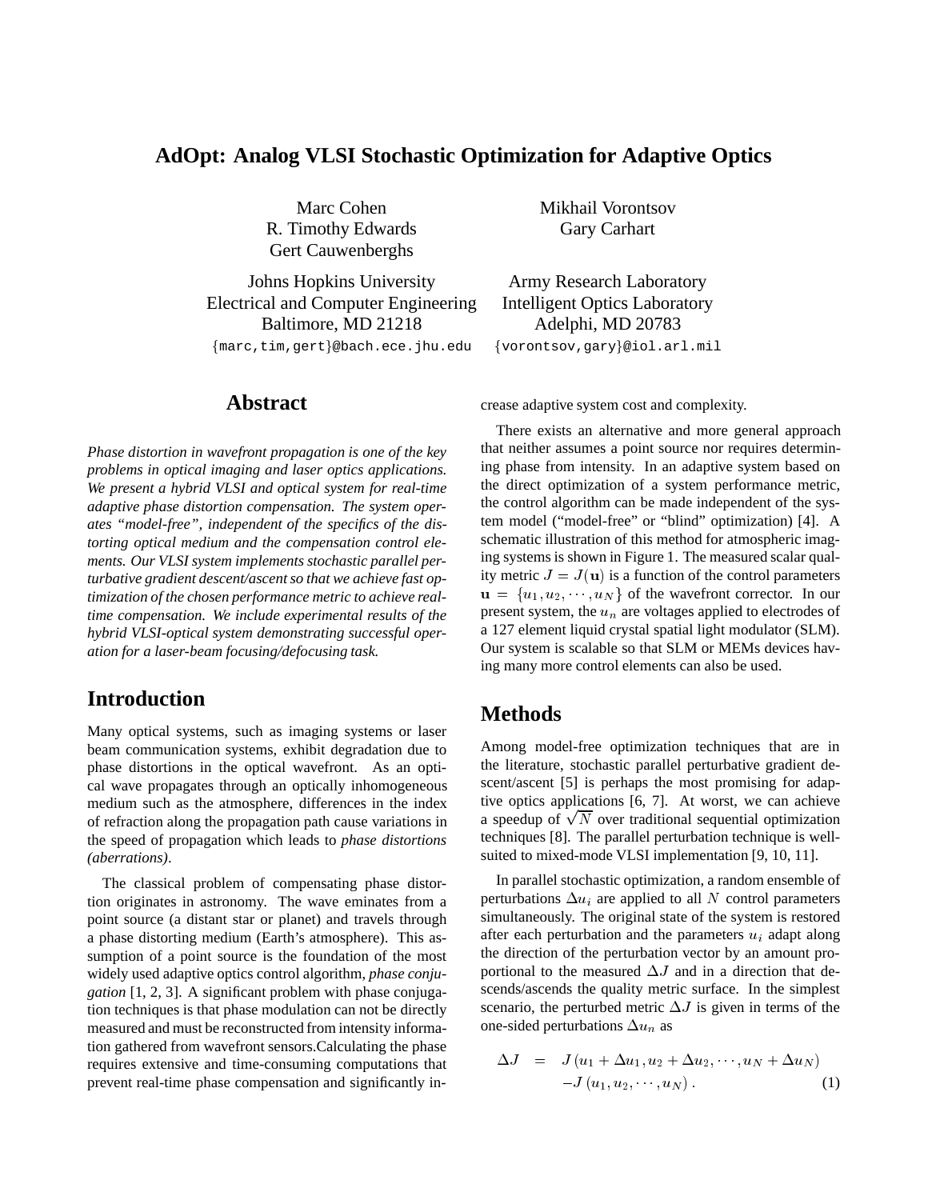# AdOpt: Analog VLSI Stochastic Optimization for Adaptive Optics

Marc Cohen
R. Timothy Edwards
Gert Cauwenberghs

Johns Hopkins University
Electrical and Computer Engineering
Baltimore, MD 21218
{marc,tim,gert}@bach.ece.jhu.edu

Mikhail Vorontsov
Gary Carhart

Army Research Laboratory
Intelligent Optics Laboratory
Adelphi, MD 20783
{vorontsov,gary}@iol.arl.mil

## Abstract

*Phase distortion in wavefront propagation is one of the key problems in optical imaging and laser optics applications. We present a hybrid VLSI and optical system for real-time adaptive phase distortion compensation. The system operates "model-free", independent of the specifics of the distorting optical medium and the compensation control elements. Our VLSI system implements stochastic parallel perturbative gradient descent/ascent so that we achieve fast optimization of the chosen performance metric to achieve real-time compensation. We include experimental results of the hybrid VLSI-optical system demonstrating successful operation for a laser-beam focusing/defocusing task.*

## Introduction

Many optical systems, such as imaging systems or laser beam communication systems, exhibit degradation due to phase distortions in the optical wavefront. As an optical wave propagates through an optically inhomogeneous medium such as the atmosphere, differences in the index of refraction along the propagation path cause variations in the speed of propagation which leads to *phase distortions (aberrations)*.

The classical problem of compensating phase distortion originates in astronomy. The wave eminates from a point source (a distant star or planet) and travels through a phase distorting medium (Earth's atmosphere). This assumption of a point source is the foundation of the most widely used adaptive optics control algorithm, *phase conjugation* [1, 2, 3]. A significant problem with phase conjugation techniques is that phase modulation can not be directly measured and must be reconstructed from intensity information gathered from wavefront sensors.Calculating the phase requires extensive and time-consuming computations that prevent real-time phase compensation and significantly increase adaptive system cost and complexity.

There exists an alternative and more general approach that neither assumes a point source nor requires determining phase from intensity. In an adaptive system based on the direct optimization of a system performance metric, the control algorithm can be made independent of the system model ("model-free" or "blind" optimization) [4]. A schematic illustration of this method for atmospheric imaging systems is shown in Figure 1. The measured scalar quality metric $J = J(\mathbf{u})$ is a function of the control parameters $\mathbf{u} = \{u_1, u_2, \cdots, u_N\}$ of the wavefront corrector. In our present system, the $u_n$ are voltages applied to electrodes of a 127 element liquid crystal spatial light modulator (SLM). Our system is scalable so that SLM or MEMs devices having many more control elements can also be used.

## Methods

Among model-free optimization techniques that are in the literature, stochastic parallel perturbative gradient descent/ascent [5] is perhaps the most promising for adaptive optics applications [6, 7]. At worst, we can achieve a speedup of $\sqrt{N}$ over traditional sequential optimization techniques [8]. The parallel perturbation technique is well-suited to mixed-mode VLSI implementation [9, 10, 11].

In parallel stochastic optimization, a random ensemble of perturbations $\Delta u_i$ are applied to all $N$ control parameters simultaneously. The original state of the system is restored after each perturbation and the parameters $u_i$ adapt along the direction of the perturbation vector by an amount proportional to the measured $\Delta J$ and in a direction that descends/ascends the quality metric surface. In the simplest scenario, the perturbed metric $\Delta J$ is given in terms of the one-sided perturbations $\Delta u_n$ as

$$
\begin{aligned}
\Delta J \;=\; & J\left(u_1 + \Delta u_1, u_2 + \Delta u_2, \cdots, u_N + \Delta u_N\right) \\
& - J\left(u_1, u_2, \cdots, u_N\right). \qquad (1)
\end{aligned}
$$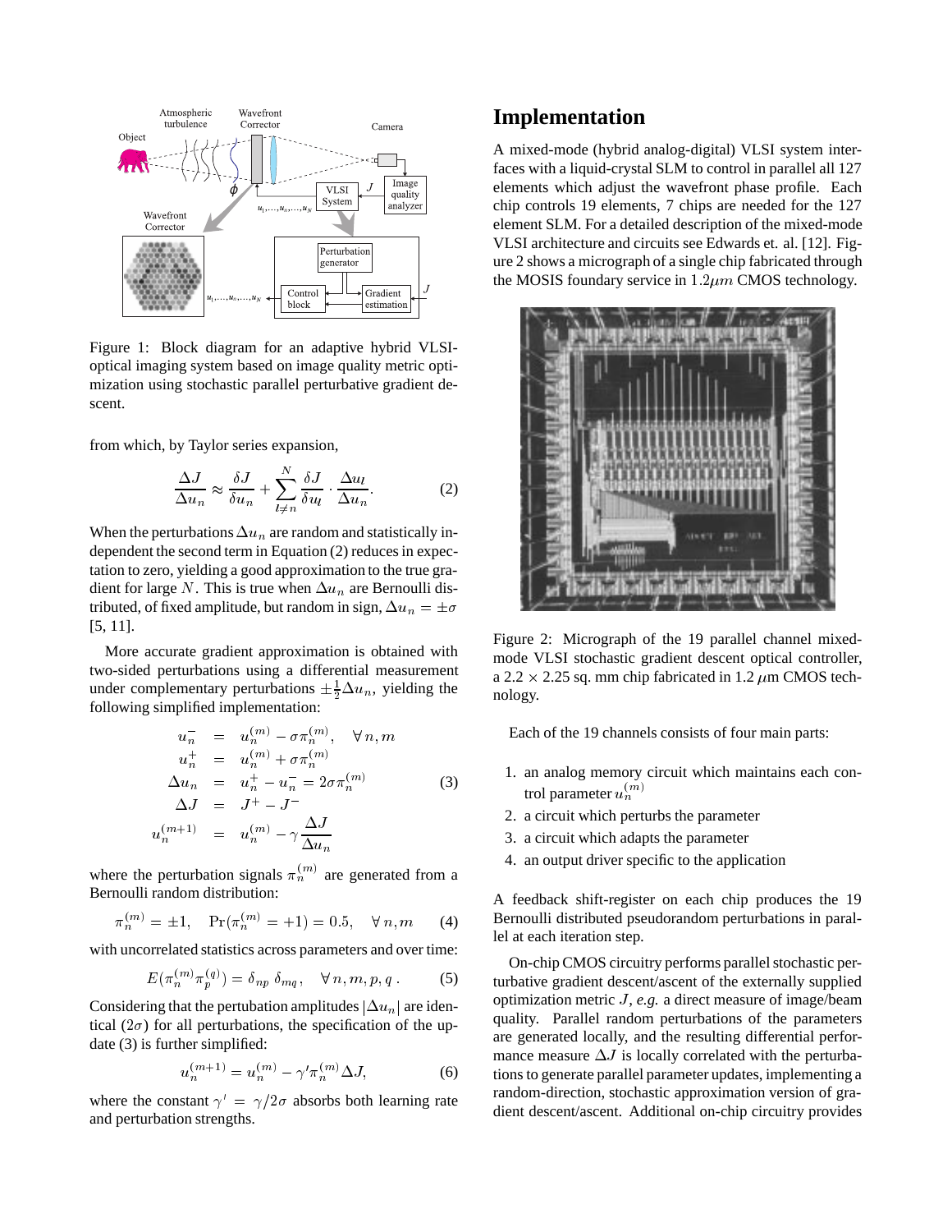Figure 1: Block diagram for an adaptive hybrid VLSI-optical imaging system based on image quality metric optimization using stochastic parallel perturbative gradient descent.

from which, by Taylor series expansion,

$$\frac{\Delta J}{\Delta u_n} \approx \frac{\delta J}{\delta u_n} + \sum_{l \neq n}^{N} \frac{\delta J}{\delta u_l} \cdot \frac{\Delta u_l}{\Delta u_n}. \tag{2}$$

When the perturbations $\Delta u_n$ are random and statistically independent the second term in Equation (2) reduces in expectation to zero, yielding a good approximation to the true gradient for large $N$. This is true when $\Delta u_n$ are Bernoulli distributed, of fixed amplitude, but random in sign, $\Delta u_n = \pm\sigma$ [5, 11].

More accurate gradient approximation is obtained with two-sided perturbations using a differential measurement under complementary perturbations $\pm\frac{1}{2}\Delta u_n$, yielding the following simplified implementation:

$$\begin{aligned}
u_n^- &= u_n^{(m)} - \sigma\pi_n^{(m)}, \quad \forall\, n, m \\
u_n^+ &= u_n^{(m)} + \sigma\pi_n^{(m)} \\
\Delta u_n &= u_n^+ - u_n^- = 2\sigma\pi_n^{(m)} \\
\Delta J &= J^+ - J^- \\
u_n^{(m+1)} &= u_n^{(m)} - \gamma\frac{\Delta J}{\Delta u_n}
\end{aligned} \tag{3}$$

where the perturbation signals $\pi_n^{(m)}$ are generated from a Bernoulli random distribution:

$$\pi_n^{(m)} = \pm 1, \quad \Pr(\pi_n^{(m)} = +1) = 0.5, \quad \forall\, n, m \tag{4}$$

with uncorrelated statistics across parameters and over time:

$$E(\pi_n^{(m)}\pi_p^{(q)}) = \delta_{np}\,\delta_{mq}\,, \quad \forall\, n, m, p, q\,. \tag{5}$$

Considering that the pertubation amplitudes $|\Delta u_n|$ are identical ($2\sigma$) for all perturbations, the specification of the update (3) is further simplified:

$$u_n^{(m+1)} = u_n^{(m)} - \gamma'\pi_n^{(m)}\Delta J, \tag{6}$$

where the constant $\gamma' = \gamma/2\sigma$ absorbs both learning rate and perturbation strengths.

## Implementation

A mixed-mode (hybrid analog-digital) VLSI system interfaces with a liquid-crystal SLM to control in parallel all 127 elements which adjust the wavefront phase profile. Each chip controls 19 elements, 7 chips are needed for the 127 element SLM. For a detailed description of the mixed-mode VLSI architecture and circuits see Edwards et. al. [12]. Figure 2 shows a micrograph of a single chip fabricated through the MOSIS foundary service in 1.2$\mu m$ CMOS technology.

Figure 2: Micrograph of the 19 parallel channel mixed-mode VLSI stochastic gradient descent optical controller, a 2.2 $\times$ 2.25 sq. mm chip fabricated in 1.2 $\mu$m CMOS technology.

Each of the 19 channels consists of four main parts:

1. an analog memory circuit which maintains each control parameter $u_n^{(m)}$
2. a circuit which perturbs the parameter
3. a circuit which adapts the parameter
4. an output driver specific to the application

A feedback shift-register on each chip produces the 19 Bernoulli distributed pseudorandom perturbations in parallel at each iteration step.

On-chip CMOS circuitry performs parallel stochastic perturbative gradient descent/ascent of the externally supplied optimization metric $J$, *e.g.* a direct measure of image/beam quality. Parallel random perturbations of the parameters are generated locally, and the resulting differential performance measure $\Delta J$ is locally correlated with the perturbations to generate parallel parameter updates, implementing a random-direction, stochastic approximation version of gradient descent/ascent. Additional on-chip circuitry provides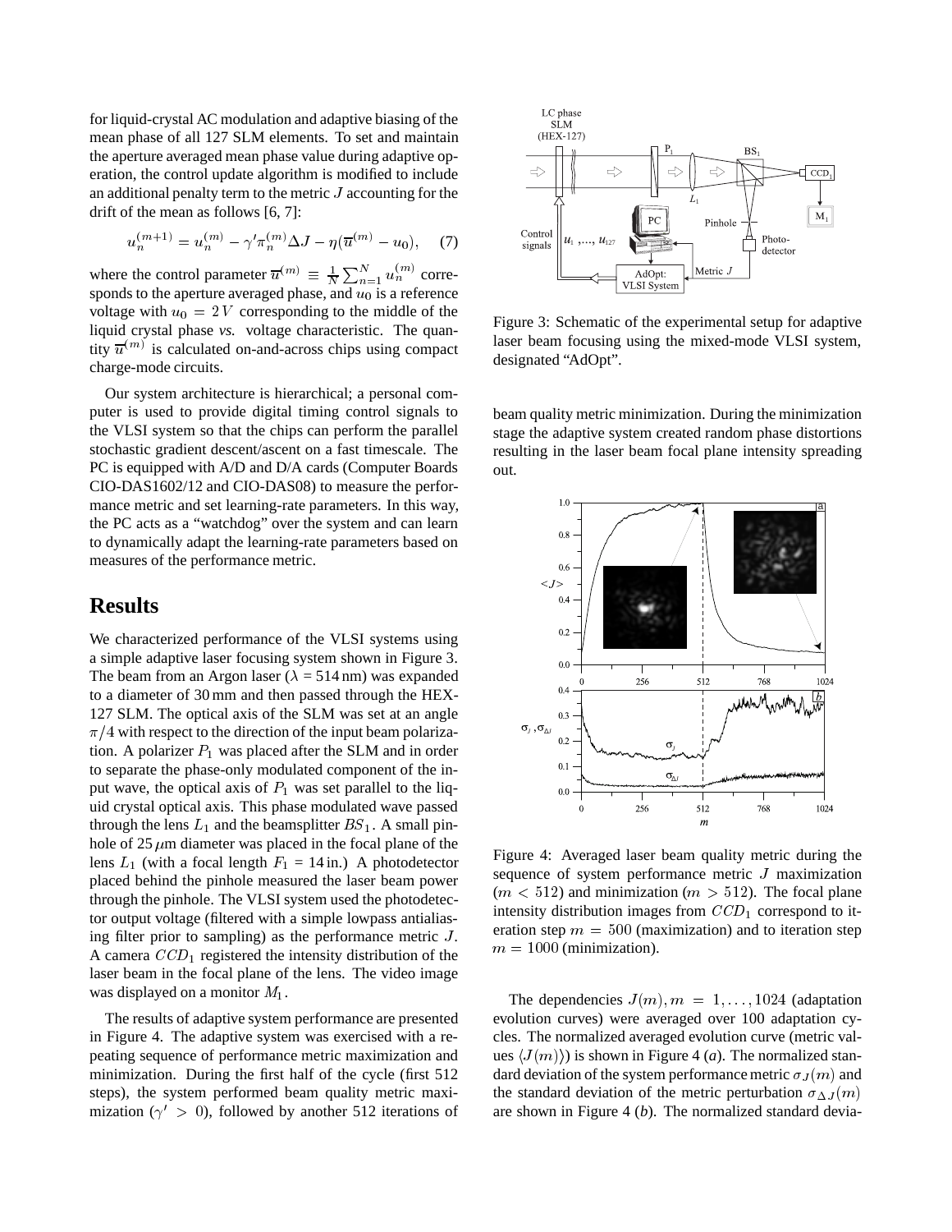for liquid-crystal AC modulation and adaptive biasing of the mean phase of all 127 SLM elements. To set and maintain the aperture averaged mean phase value during adaptive operation, the control update algorithm is modified to include an additional penalty term to the metric $J$ accounting for the drift of the mean as follows [6, 7]:

$$u_n^{(m+1)} = u_n^{(m)} - \gamma' \pi_n^{(m)} \Delta J - \eta(\overline{u}^{(m)} - u_0), \quad (7)$$

where the control parameter $\overline{u}^{(m)} \equiv \frac{1}{N}\sum_{n=1}^{N} u_n^{(m)}$ corresponds to the aperture averaged phase, and $u_0$ is a reference voltage with $u_0 = 2\,V$ corresponding to the middle of the liquid crystal phase *vs.* voltage characteristic. The quantity $\overline{u}^{(m)}$ is calculated on-and-across chips using compact charge-mode circuits.

Our system architecture is hierarchical; a personal computer is used to provide digital timing control signals to the VLSI system so that the chips can perform the parallel stochastic gradient descent/ascent on a fast timescale. The PC is equipped with A/D and D/A cards (Computer Boards CIO-DAS1602/12 and CIO-DAS08) to measure the performance metric and set learning-rate parameters. In this way, the PC acts as a "watchdog" over the system and can learn to dynamically adapt the learning-rate parameters based on measures of the performance metric.

## Results

We characterized performance of the VLSI systems using a simple adaptive laser focusing system shown in Figure 3. The beam from an Argon laser ($\lambda$ = 514 nm) was expanded to a diameter of 30 mm and then passed through the HEX-127 SLM. The optical axis of the SLM was set at an angle $\pi/4$ with respect to the direction of the input beam polarization. A polarizer $P_1$ was placed after the SLM and in order to separate the phase-only modulated component of the input wave, the optical axis of $P_1$ was set parallel to the liquid crystal optical axis. This phase modulated wave passed through the lens $L_1$ and the beamsplitter $BS_1$. A small pinhole of 25 $\mu$m diameter was placed in the focal plane of the lens $L_1$ (with a focal length $F_1$ = 14 in.) A photodetector placed behind the pinhole measured the laser beam power through the pinhole. The VLSI system used the photodetector output voltage (filtered with a simple lowpass antialiasing filter prior to sampling) as the performance metric $J$. A camera $CCD_1$ registered the intensity distribution of the laser beam in the focal plane of the lens. The video image was displayed on a monitor $M_1$.

The results of adaptive system performance are presented in Figure 4. The adaptive system was exercised with a repeating sequence of performance metric maximization and minimization. During the first half of the cycle (first 512 steps), the system performed beam quality metric maximization ($\gamma' > 0$), followed by another 512 iterations of beam quality metric minimization. During the minimization stage the adaptive system created random phase distortions resulting in the laser beam focal plane intensity spreading out.

Figure 3: Schematic of the experimental setup for adaptive laser beam focusing using the mixed-mode VLSI system, designated "AdOpt".

Figure 4: Averaged laser beam quality metric during the sequence of system performance metric $J$ maximization ($m < 512$) and minimization ($m > 512$). The focal plane intensity distribution images from $CCD_1$ correspond to iteration step $m = 500$ (maximization) and to iteration step $m = 1000$ (minimization).

The dependencies $J(m), m = 1, \ldots, 1024$ (adaptation evolution curves) were averaged over 100 adaptation cycles. The normalized averaged evolution curve (metric values $\langle J(m) \rangle$) is shown in Figure 4 (*a*). The normalized standard deviation of the system performance metric $\sigma_J(m)$ and the standard deviation of the metric perturbation $\sigma_{\Delta J}(m)$ are shown in Figure 4 (*b*). The normalized standard devia-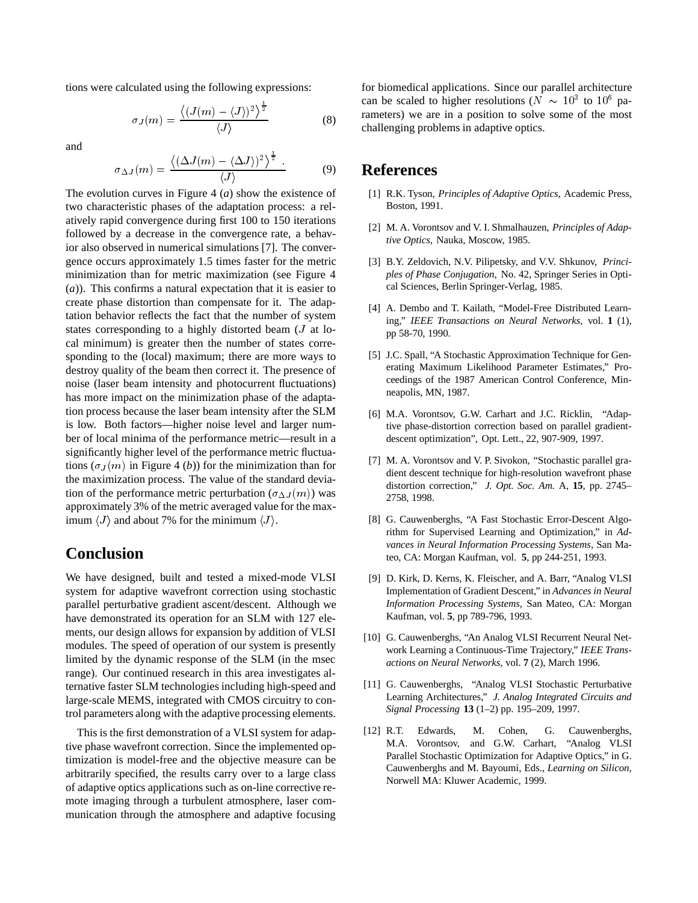tions were calculated using the following expressions:

$$\sigma_J(m) = \frac{\left\langle (J(m) - \langle J \rangle)^2 \right\rangle^{\frac{1}{2}}}{\langle J \rangle} \tag{8}$$

and

$$\sigma_{\Delta J}(m) = \frac{\left\langle (\Delta J(m) - \langle \Delta J \rangle)^2 \right\rangle^{\frac{1}{2}}}{\langle J \rangle} . \tag{9}$$

The evolution curves in Figure 4 (*a*) show the existence of two characteristic phases of the adaptation process: a relatively rapid convergence during first 100 to 150 iterations followed by a decrease in the convergence rate, a behavior also observed in numerical simulations [7]. The convergence occurs approximately 1.5 times faster for the metric minimization than for metric maximization (see Figure 4 (*a*)). This confirms a natural expectation that it is easier to create phase distortion than compensate for it. The adaptation behavior reflects the fact that the number of system states corresponding to a highly distorted beam ($J$ at local minimum) is greater then the number of states corresponding to the (local) maximum; there are more ways to destroy quality of the beam then correct it. The presence of noise (laser beam intensity and photocurrent fluctuations) has more impact on the minimization phase of the adaptation process because the laser beam intensity after the SLM is low. Both factors—higher noise level and larger number of local minima of the performance metric—result in a significantly higher level of the performance metric fluctuations ($\sigma_J(m)$ in Figure 4 (*b*)) for the minimization than for the maximization process. The value of the standard deviation of the performance metric perturbation ($\sigma_{\Delta J}(m)$) was approximately 3% of the metric averaged value for the maximum $\langle J \rangle$ and about 7% for the minimum $\langle J \rangle$.

# Conclusion

We have designed, built and tested a mixed-mode VLSI system for adaptive wavefront correction using stochastic parallel perturbative gradient ascent/descent. Although we have demonstrated its operation for an SLM with 127 elements, our design allows for expansion by addition of VLSI modules. The speed of operation of our system is presently limited by the dynamic response of the SLM (in the msec range). Our continued research in this area investigates alternative faster SLM technologies including high-speed and large-scale MEMS, integrated with CMOS circuitry to control parameters along with the adaptive processing elements.

This is the first demonstration of a VLSI system for adaptive phase wavefront correction. Since the implemented optimization is model-free and the objective measure can be arbitrarily specified, the results carry over to a large class of adaptive optics applications such as on-line corrective remote imaging through a turbulent atmosphere, laser communication through the atmosphere and adaptive focusing for biomedical applications. Since our parallel architecture can be scaled to higher resolutions ($N \sim 10^3$ to $10^6$ parameters) we are in a position to solve some of the most challenging problems in adaptive optics.

# References

[1] R.K. Tyson, *Principles of Adaptive Optics*, Academic Press, Boston, 1991.

[2] M. A. Vorontsov and V. I. Shmalhauzen, *Principles of Adaptive Optics*, Nauka, Moscow, 1985.

[3] B.Y. Zeldovich, N.V. Pilipetsky, and V.V. Shkunov, *Principles of Phase Conjugation*, No. 42, Springer Series in Optical Sciences, Berlin Springer-Verlag, 1985.

[4] A. Dembo and T. Kailath, "Model-Free Distributed Learning," *IEEE Transactions on Neural Networks*, vol. **1** (1), pp 58-70, 1990.

[5] J.C. Spall, "A Stochastic Approximation Technique for Generating Maximum Likelihood Parameter Estimates," Proceedings of the 1987 American Control Conference, Minneapolis, MN, 1987.

[6] M.A. Vorontsov, G.W. Carhart and J.C. Ricklin, "Adaptive phase-distortion correction based on parallel gradient-descent optimization", Opt. Lett., 22, 907-909, 1997.

[7] M. A. Vorontsov and V. P. Sivokon, "Stochastic parallel gradient descent technique for high-resolution wavefront phase distortion correction," *J. Opt. Soc. Am.* A, **15**, pp. 2745–2758, 1998.

[8] G. Cauwenberghs, "A Fast Stochastic Error-Descent Algorithm for Supervised Learning and Optimization," in *Advances in Neural Information Processing Systems*, San Mateo, CA: Morgan Kaufman, vol. **5**, pp 244-251, 1993.

[9] D. Kirk, D. Kerns, K. Fleischer, and A. Barr, "Analog VLSI Implementation of Gradient Descent," in *Advances in Neural Information Processing Systems*, San Mateo, CA: Morgan Kaufman, vol. **5**, pp 789-796, 1993.

[10] G. Cauwenberghs, "An Analog VLSI Recurrent Neural Network Learning a Continuous-Time Trajectory," *IEEE Transactions on Neural Networks*, vol. **7** (2), March 1996.

[11] G. Cauwenberghs, "Analog VLSI Stochastic Perturbative Learning Architectures," *J. Analog Integrated Circuits and Signal Processing* **13** (1–2) pp. 195–209, 1997.

[12] R.T. Edwards, M. Cohen, G. Cauwenberghs, M.A. Vorontsov, and G.W. Carhart, "Analog VLSI Parallel Stochastic Optimization for Adaptive Optics," in G. Cauwenberghs and M. Bayoumi, Eds., *Learning on Silicon*, Norwell MA: Kluwer Academic, 1999.